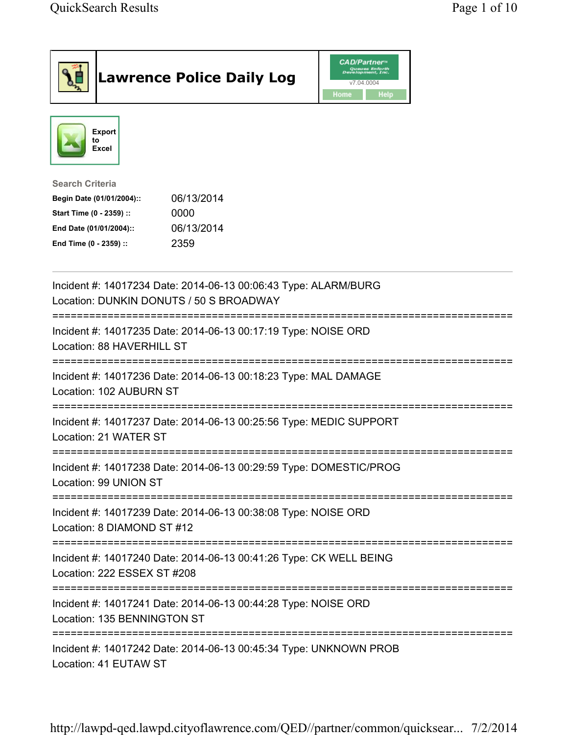# Lawrence Police Daily Log

CAD/Partner™ v7.04.0004

Home | Help

Export to Excel

**Search Criteria**

| | |
|---|---|
| **Begin Date (01/01/2004)::** | 06/13/2014 |
| **Start Time (0 - 2359) ::** | 0000 |
| **End Date (01/01/2004)::** | 06/13/2014 |
| **End Time (0 - 2359) ::** | 2359 |

---

Incident #: 14017234 Date: 2014-06-13 00:06:43 Type: ALARM/BURG
Location: DUNKIN DONUTS / 50 S BROADWAY

===========================================================================

Incident #: 14017235 Date: 2014-06-13 00:17:19 Type: NOISE ORD
Location: 88 HAVERHILL ST

===========================================================================

Incident #: 14017236 Date: 2014-06-13 00:18:23 Type: MAL DAMAGE
Location: 102 AUBURN ST

===========================================================================

Incident #: 14017237 Date: 2014-06-13 00:25:56 Type: MEDIC SUPPORT
Location: 21 WATER ST

===========================================================================

Incident #: 14017238 Date: 2014-06-13 00:29:59 Type: DOMESTIC/PROG
Location: 99 UNION ST

===========================================================================

Incident #: 14017239 Date: 2014-06-13 00:38:08 Type: NOISE ORD
Location: 8 DIAMOND ST #12

===========================================================================

Incident #: 14017240 Date: 2014-06-13 00:41:26 Type: CK WELL BEING
Location: 222 ESSEX ST #208

===========================================================================

Incident #: 14017241 Date: 2014-06-13 00:44:28 Type: NOISE ORD
Location: 135 BENNINGTON ST

===========================================================================

Incident #: 14017242 Date: 2014-06-13 00:45:34 Type: UNKNOWN PROB
Location: 41 EUTAW ST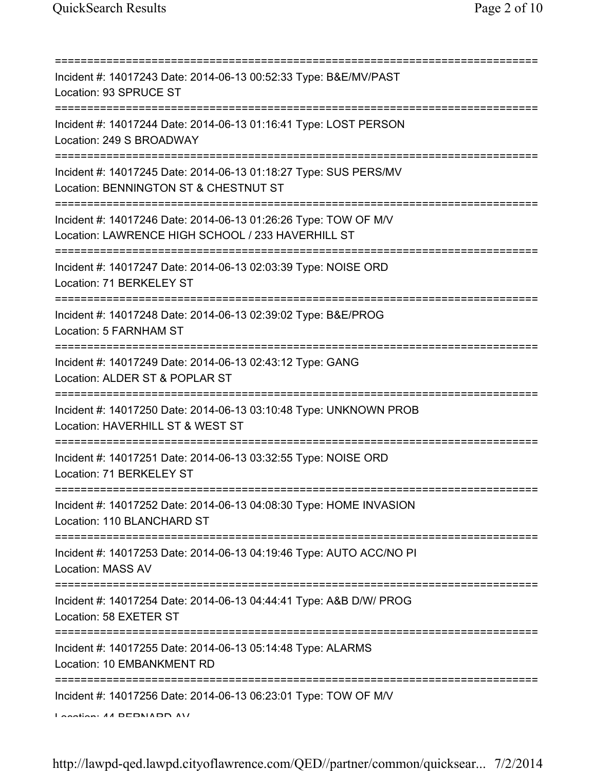===========================================================================
Incident #: 14017243 Date: 2014-06-13 00:52:33 Type: B&E/MV/PAST
Location: 93 SPRUCE ST
===========================================================================
Incident #: 14017244 Date: 2014-06-13 01:16:41 Type: LOST PERSON
Location: 249 S BROADWAY
===========================================================================
Incident #: 14017245 Date: 2014-06-13 01:18:27 Type: SUS PERS/MV
Location: BENNINGTON ST & CHESTNUT ST
===========================================================================
Incident #: 14017246 Date: 2014-06-13 01:26:26 Type: TOW OF M/V
Location: LAWRENCE HIGH SCHOOL / 233 HAVERHILL ST
===========================================================================
Incident #: 14017247 Date: 2014-06-13 02:03:39 Type: NOISE ORD
Location: 71 BERKELEY ST
===========================================================================
Incident #: 14017248 Date: 2014-06-13 02:39:02 Type: B&E/PROG
Location: 5 FARNHAM ST
===========================================================================
Incident #: 14017249 Date: 2014-06-13 02:43:12 Type: GANG
Location: ALDER ST & POPLAR ST
===========================================================================
Incident #: 14017250 Date: 2014-06-13 03:10:48 Type: UNKNOWN PROB
Location: HAVERHILL ST & WEST ST
===========================================================================
Incident #: 14017251 Date: 2014-06-13 03:32:55 Type: NOISE ORD
Location: 71 BERKELEY ST
===========================================================================
Incident #: 14017252 Date: 2014-06-13 04:08:30 Type: HOME INVASION
Location: 110 BLANCHARD ST
===========================================================================
Incident #: 14017253 Date: 2014-06-13 04:19:46 Type: AUTO ACC/NO PI
Location: MASS AV
===========================================================================
Incident #: 14017254 Date: 2014-06-13 04:44:41 Type: A&B D/W/ PROG
Location: 58 EXETER ST
===========================================================================
Incident #: 14017255 Date: 2014-06-13 05:14:48 Type: ALARMS
Location: 10 EMBANKMENT RD
===========================================================================
Incident #: 14017256 Date: 2014-06-13 06:23:01 Type: TOW OF M/V
Location: 44 BERNARD AV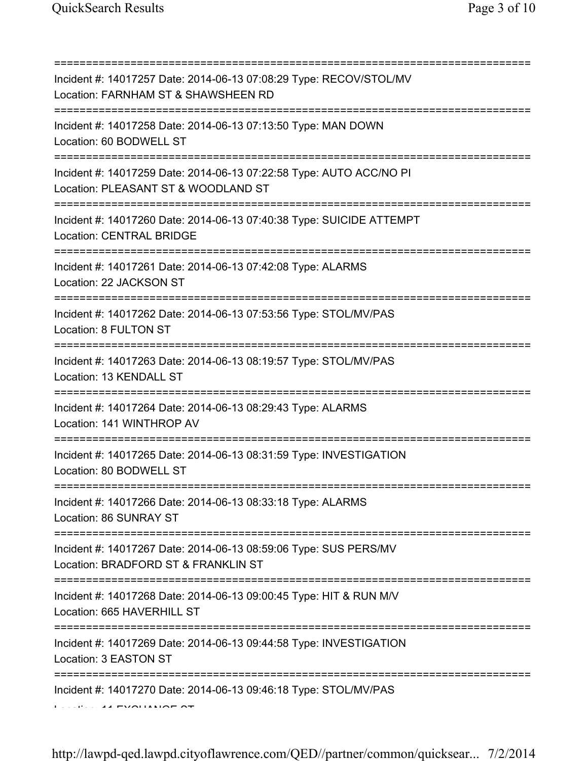===========================================================================

Incident #: 14017257 Date: 2014-06-13 07:08:29 Type: RECOV/STOL/MV
Location: FARNHAM ST & SHAWSHEEN RD

===========================================================================

Incident #: 14017258 Date: 2014-06-13 07:13:50 Type: MAN DOWN
Location: 60 BODWELL ST

===========================================================================

Incident #: 14017259 Date: 2014-06-13 07:22:58 Type: AUTO ACC/NO PI
Location: PLEASANT ST & WOODLAND ST

===========================================================================

Incident #: 14017260 Date: 2014-06-13 07:40:38 Type: SUICIDE ATTEMPT
Location: CENTRAL BRIDGE

===========================================================================

Incident #: 14017261 Date: 2014-06-13 07:42:08 Type: ALARMS
Location: 22 JACKSON ST

===========================================================================

Incident #: 14017262 Date: 2014-06-13 07:53:56 Type: STOL/MV/PAS
Location: 8 FULTON ST

===========================================================================

Incident #: 14017263 Date: 2014-06-13 08:19:57 Type: STOL/MV/PAS
Location: 13 KENDALL ST

===========================================================================

Incident #: 14017264 Date: 2014-06-13 08:29:43 Type: ALARMS
Location: 141 WINTHROP AV

===========================================================================

Incident #: 14017265 Date: 2014-06-13 08:31:59 Type: INVESTIGATION
Location: 80 BODWELL ST

===========================================================================

Incident #: 14017266 Date: 2014-06-13 08:33:18 Type: ALARMS
Location: 86 SUNRAY ST

===========================================================================

Incident #: 14017267 Date: 2014-06-13 08:59:06 Type: SUS PERS/MV
Location: BRADFORD ST & FRANKLIN ST

===========================================================================

Incident #: 14017268 Date: 2014-06-13 09:00:45 Type: HIT & RUN M/V
Location: 665 HAVERHILL ST

===========================================================================

Incident #: 14017269 Date: 2014-06-13 09:44:58 Type: INVESTIGATION
Location: 3 EASTON ST

===========================================================================

Incident #: 14017270 Date: 2014-06-13 09:46:18 Type: STOL/MV/PAS
Location: 11 EXCHANGE ST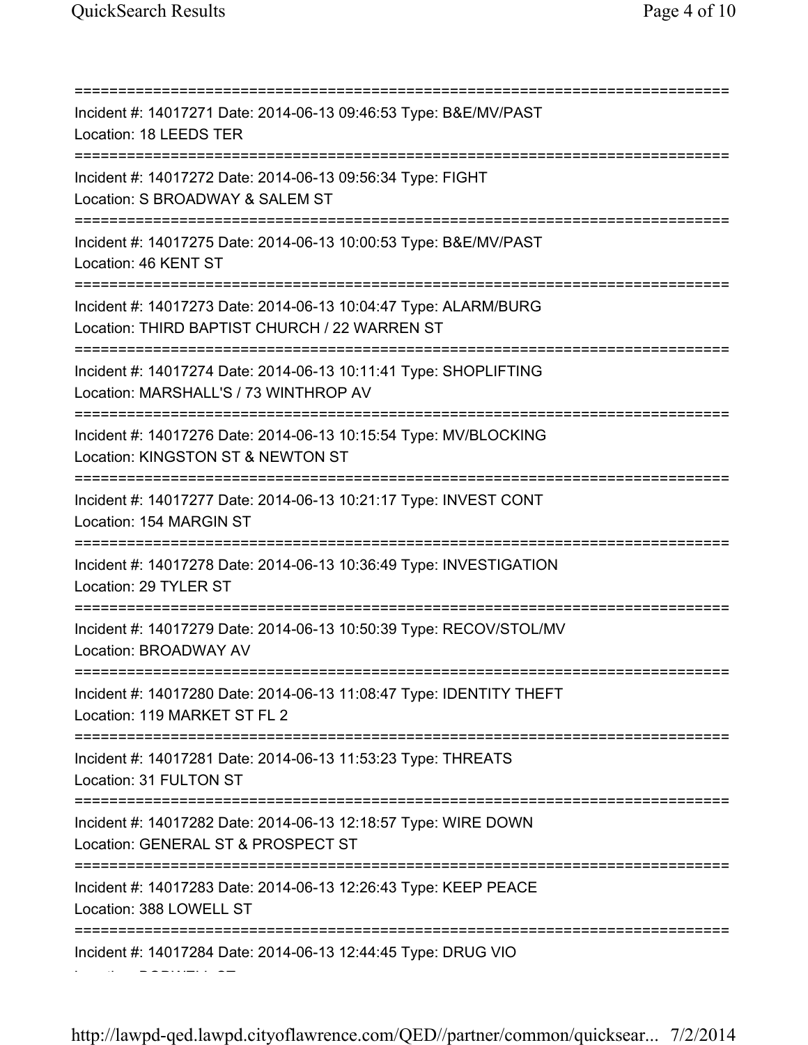===========================================================================
Incident #: 14017271 Date: 2014-06-13 09:46:53 Type: B&E/MV/PAST
Location: 18 LEEDS TER
===========================================================================
Incident #: 14017272 Date: 2014-06-13 09:56:34 Type: FIGHT
Location: S BROADWAY & SALEM ST
===========================================================================
Incident #: 14017275 Date: 2014-06-13 10:00:53 Type: B&E/MV/PAST
Location: 46 KENT ST
===========================================================================
Incident #: 14017273 Date: 2014-06-13 10:04:47 Type: ALARM/BURG
Location: THIRD BAPTIST CHURCH / 22 WARREN ST
===========================================================================
Incident #: 14017274 Date: 2014-06-13 10:11:41 Type: SHOPLIFTING
Location: MARSHALL'S / 73 WINTHROP AV
===========================================================================
Incident #: 14017276 Date: 2014-06-13 10:15:54 Type: MV/BLOCKING
Location: KINGSTON ST & NEWTON ST
===========================================================================
Incident #: 14017277 Date: 2014-06-13 10:21:17 Type: INVEST CONT
Location: 154 MARGIN ST
===========================================================================
Incident #: 14017278 Date: 2014-06-13 10:36:49 Type: INVESTIGATION
Location: 29 TYLER ST
===========================================================================
Incident #: 14017279 Date: 2014-06-13 10:50:39 Type: RECOV/STOL/MV
Location: BROADWAY AV
===========================================================================
Incident #: 14017280 Date: 2014-06-13 11:08:47 Type: IDENTITY THEFT
Location: 119 MARKET ST FL 2
===========================================================================
Incident #: 14017281 Date: 2014-06-13 11:53:23 Type: THREATS
Location: 31 FULTON ST
===========================================================================
Incident #: 14017282 Date: 2014-06-13 12:18:57 Type: WIRE DOWN
Location: GENERAL ST & PROSPECT ST
===========================================================================
Incident #: 14017283 Date: 2014-06-13 12:26:43 Type: KEEP PEACE
Location: 388 LOWELL ST
===========================================================================
Incident #: 14017284 Date: 2014-06-13 12:44:45 Type: DRUG VIO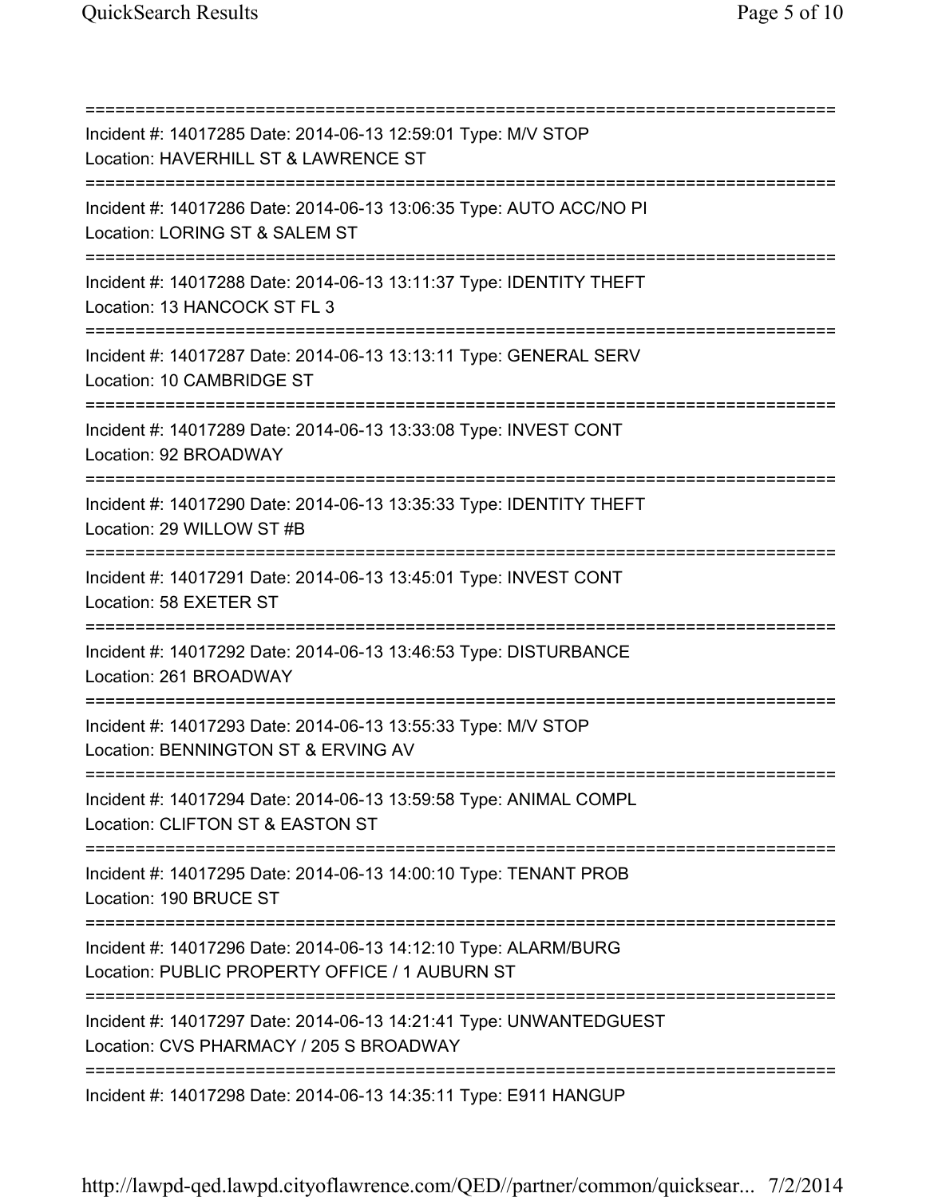===========================================================================
Incident #: 14017285 Date: 2014-06-13 12:59:01 Type: M/V STOP
Location: HAVERHILL ST & LAWRENCE ST
===========================================================================
Incident #: 14017286 Date: 2014-06-13 13:06:35 Type: AUTO ACC/NO PI
Location: LORING ST & SALEM ST
===========================================================================
Incident #: 14017288 Date: 2014-06-13 13:11:37 Type: IDENTITY THEFT
Location: 13 HANCOCK ST FL 3
===========================================================================
Incident #: 14017287 Date: 2014-06-13 13:13:11 Type: GENERAL SERV
Location: 10 CAMBRIDGE ST
===========================================================================
Incident #: 14017289 Date: 2014-06-13 13:33:08 Type: INVEST CONT
Location: 92 BROADWAY
===========================================================================
Incident #: 14017290 Date: 2014-06-13 13:35:33 Type: IDENTITY THEFT
Location: 29 WILLOW ST #B
===========================================================================
Incident #: 14017291 Date: 2014-06-13 13:45:01 Type: INVEST CONT
Location: 58 EXETER ST
===========================================================================
Incident #: 14017292 Date: 2014-06-13 13:46:53 Type: DISTURBANCE
Location: 261 BROADWAY
===========================================================================
Incident #: 14017293 Date: 2014-06-13 13:55:33 Type: M/V STOP
Location: BENNINGTON ST & ERVING AV
===========================================================================
Incident #: 14017294 Date: 2014-06-13 13:59:58 Type: ANIMAL COMPL
Location: CLIFTON ST & EASTON ST
===========================================================================
Incident #: 14017295 Date: 2014-06-13 14:00:10 Type: TENANT PROB
Location: 190 BRUCE ST
===========================================================================
Incident #: 14017296 Date: 2014-06-13 14:12:10 Type: ALARM/BURG
Location: PUBLIC PROPERTY OFFICE / 1 AUBURN ST
===========================================================================
Incident #: 14017297 Date: 2014-06-13 14:21:41 Type: UNWANTEDGUEST
Location: CVS PHARMACY / 205 S BROADWAY
===========================================================================
Incident #: 14017298 Date: 2014-06-13 14:35:11 Type: E911 HANGUP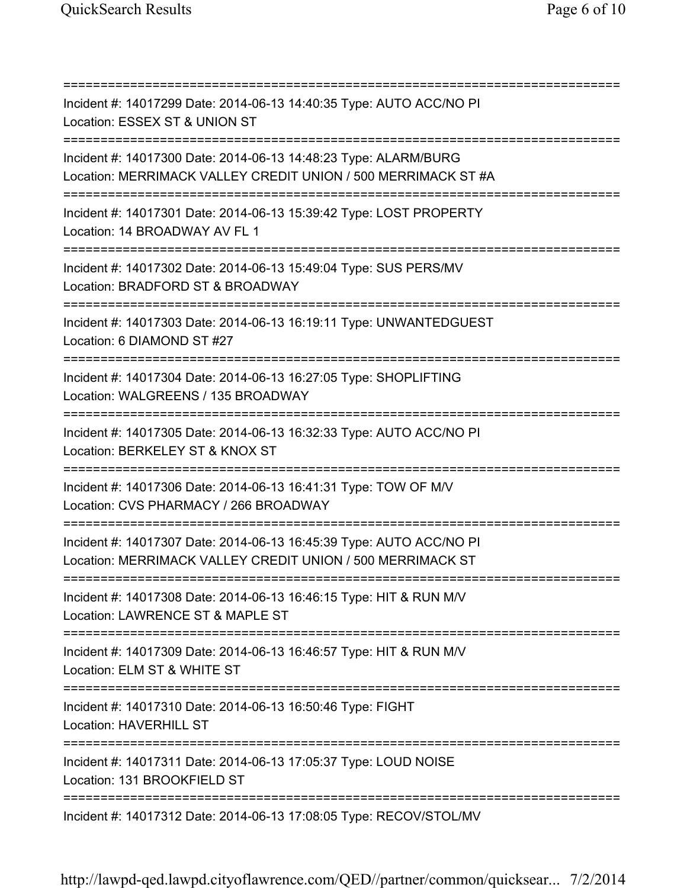===========================================================================
Incident #: 14017299 Date: 2014-06-13 14:40:35 Type: AUTO ACC/NO PI
Location: ESSEX ST & UNION ST
===========================================================================
Incident #: 14017300 Date: 2014-06-13 14:48:23 Type: ALARM/BURG
Location: MERRIMACK VALLEY CREDIT UNION / 500 MERRIMACK ST #A
===========================================================================
Incident #: 14017301 Date: 2014-06-13 15:39:42 Type: LOST PROPERTY
Location: 14 BROADWAY AV FL 1
===========================================================================
Incident #: 14017302 Date: 2014-06-13 15:49:04 Type: SUS PERS/MV
Location: BRADFORD ST & BROADWAY
===========================================================================
Incident #: 14017303 Date: 2014-06-13 16:19:11 Type: UNWANTEDGUEST
Location: 6 DIAMOND ST #27
===========================================================================
Incident #: 14017304 Date: 2014-06-13 16:27:05 Type: SHOPLIFTING
Location: WALGREENS / 135 BROADWAY
===========================================================================
Incident #: 14017305 Date: 2014-06-13 16:32:33 Type: AUTO ACC/NO PI
Location: BERKELEY ST & KNOX ST
===========================================================================
Incident #: 14017306 Date: 2014-06-13 16:41:31 Type: TOW OF M/V
Location: CVS PHARMACY / 266 BROADWAY
===========================================================================
Incident #: 14017307 Date: 2014-06-13 16:45:39 Type: AUTO ACC/NO PI
Location: MERRIMACK VALLEY CREDIT UNION / 500 MERRIMACK ST
===========================================================================
Incident #: 14017308 Date: 2014-06-13 16:46:15 Type: HIT & RUN M/V
Location: LAWRENCE ST & MAPLE ST
===========================================================================
Incident #: 14017309 Date: 2014-06-13 16:46:57 Type: HIT & RUN M/V
Location: ELM ST & WHITE ST
===========================================================================
Incident #: 14017310 Date: 2014-06-13 16:50:46 Type: FIGHT
Location: HAVERHILL ST
===========================================================================
Incident #: 14017311 Date: 2014-06-13 17:05:37 Type: LOUD NOISE
Location: 131 BROOKFIELD ST
===========================================================================
Incident #: 14017312 Date: 2014-06-13 17:08:05 Type: RECOV/STOL/MV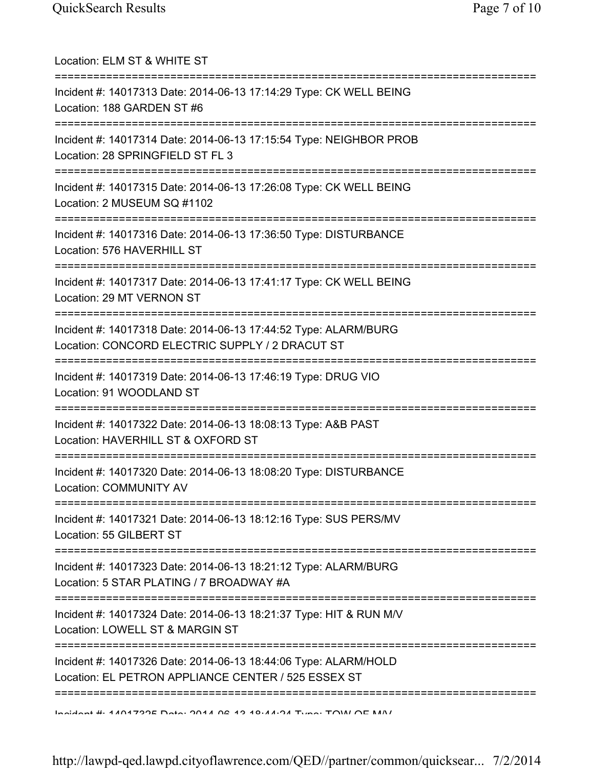Location: ELM ST & WHITE ST

===========================================================================

Incident #: 14017313 Date: 2014-06-13 17:14:29 Type: CK WELL BEING
Location: 188 GARDEN ST #6

===========================================================================

Incident #: 14017314 Date: 2014-06-13 17:15:54 Type: NEIGHBOR PROB
Location: 28 SPRINGFIELD ST FL 3

===========================================================================

Incident #: 14017315 Date: 2014-06-13 17:26:08 Type: CK WELL BEING
Location: 2 MUSEUM SQ #1102

===========================================================================

Incident #: 14017316 Date: 2014-06-13 17:36:50 Type: DISTURBANCE
Location: 576 HAVERHILL ST

===========================================================================

Incident #: 14017317 Date: 2014-06-13 17:41:17 Type: CK WELL BEING
Location: 29 MT VERNON ST

===========================================================================

Incident #: 14017318 Date: 2014-06-13 17:44:52 Type: ALARM/BURG
Location: CONCORD ELECTRIC SUPPLY / 2 DRACUT ST

===========================================================================

Incident #: 14017319 Date: 2014-06-13 17:46:19 Type: DRUG VIO
Location: 91 WOODLAND ST

===========================================================================

Incident #: 14017322 Date: 2014-06-13 18:08:13 Type: A&B PAST
Location: HAVERHILL ST & OXFORD ST

===========================================================================

Incident #: 14017320 Date: 2014-06-13 18:08:20 Type: DISTURBANCE
Location: COMMUNITY AV

===========================================================================

Incident #: 14017321 Date: 2014-06-13 18:12:16 Type: SUS PERS/MV
Location: 55 GILBERT ST

===========================================================================

Incident #: 14017323 Date: 2014-06-13 18:21:12 Type: ALARM/BURG
Location: 5 STAR PLATING / 7 BROADWAY #A

===========================================================================

Incident #: 14017324 Date: 2014-06-13 18:21:37 Type: HIT & RUN M/V
Location: LOWELL ST & MARGIN ST

===========================================================================

Incident #: 14017326 Date: 2014-06-13 18:44:06 Type: ALARM/HOLD
Location: EL PETRON APPLIANCE CENTER / 525 ESSEX ST

===========================================================================

Incident #: 14017325 Date: 2014-06-13 18:44:24 Type: TOW OF M/V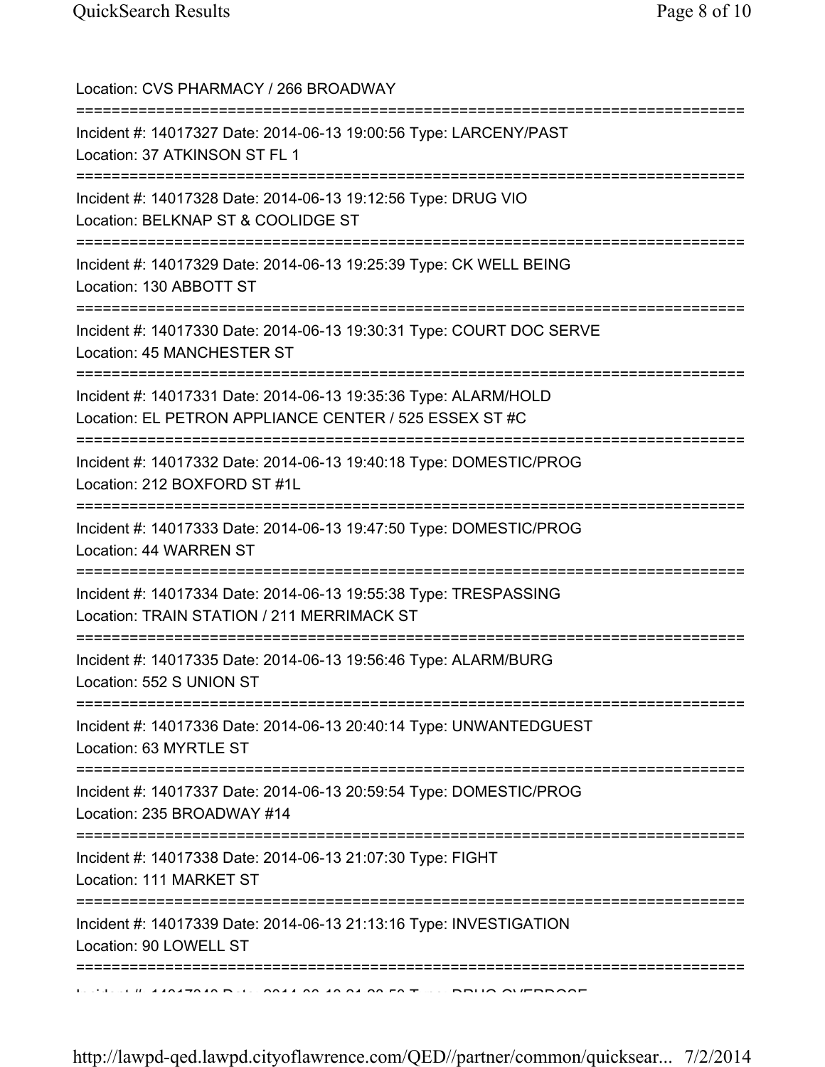Location: CVS PHARMACY / 266 BROADWAY

===========================================================================

Incident #: 14017327 Date: 2014-06-13 19:00:56 Type: LARCENY/PAST
Location: 37 ATKINSON ST FL 1

===========================================================================

Incident #: 14017328 Date: 2014-06-13 19:12:56 Type: DRUG VIO
Location: BELKNAP ST & COOLIDGE ST

===========================================================================

Incident #: 14017329 Date: 2014-06-13 19:25:39 Type: CK WELL BEING
Location: 130 ABBOTT ST

===========================================================================

Incident #: 14017330 Date: 2014-06-13 19:30:31 Type: COURT DOC SERVE
Location: 45 MANCHESTER ST

===========================================================================

Incident #: 14017331 Date: 2014-06-13 19:35:36 Type: ALARM/HOLD
Location: EL PETRON APPLIANCE CENTER / 525 ESSEX ST #C

===========================================================================

Incident #: 14017332 Date: 2014-06-13 19:40:18 Type: DOMESTIC/PROG
Location: 212 BOXFORD ST #1L

===========================================================================

Incident #: 14017333 Date: 2014-06-13 19:47:50 Type: DOMESTIC/PROG
Location: 44 WARREN ST

===========================================================================

Incident #: 14017334 Date: 2014-06-13 19:55:38 Type: TRESPASSING
Location: TRAIN STATION / 211 MERRIMACK ST

===========================================================================

Incident #: 14017335 Date: 2014-06-13 19:56:46 Type: ALARM/BURG
Location: 552 S UNION ST

===========================================================================

Incident #: 14017336 Date: 2014-06-13 20:40:14 Type: UNWANTEDGUEST
Location: 63 MYRTLE ST

===========================================================================

Incident #: 14017337 Date: 2014-06-13 20:59:54 Type: DOMESTIC/PROG
Location: 235 BROADWAY #14

===========================================================================

Incident #: 14017338 Date: 2014-06-13 21:07:30 Type: FIGHT
Location: 111 MARKET ST

===========================================================================

Incident #: 14017339 Date: 2014-06-13 21:13:16 Type: INVESTIGATION
Location: 90 LOWELL ST

===========================================================================

Incident #: 14017340 Date: 2014-06-13 21:23:50 Type: DRUG OVERDOSE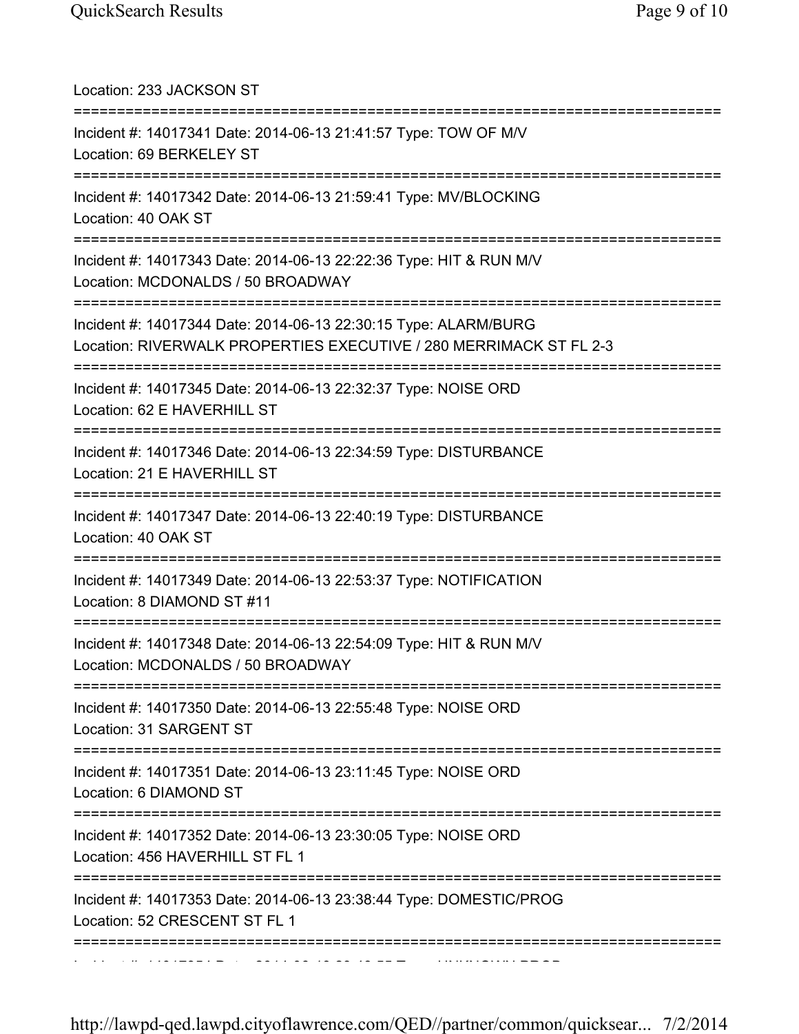Location: 233 JACKSON ST

===========================================================================

Incident #: 14017341 Date: 2014-06-13 21:41:57 Type: TOW OF M/V
Location: 69 BERKELEY ST

===========================================================================

Incident #: 14017342 Date: 2014-06-13 21:59:41 Type: MV/BLOCKING
Location: 40 OAK ST

===========================================================================

Incident #: 14017343 Date: 2014-06-13 22:22:36 Type: HIT & RUN M/V
Location: MCDONALDS / 50 BROADWAY

===========================================================================

Incident #: 14017344 Date: 2014-06-13 22:30:15 Type: ALARM/BURG
Location: RIVERWALK PROPERTIES EXECUTIVE / 280 MERRIMACK ST FL 2-3

===========================================================================

Incident #: 14017345 Date: 2014-06-13 22:32:37 Type: NOISE ORD
Location: 62 E HAVERHILL ST

===========================================================================

Incident #: 14017346 Date: 2014-06-13 22:34:59 Type: DISTURBANCE
Location: 21 E HAVERHILL ST

===========================================================================

Incident #: 14017347 Date: 2014-06-13 22:40:19 Type: DISTURBANCE
Location: 40 OAK ST

===========================================================================

Incident #: 14017349 Date: 2014-06-13 22:53:37 Type: NOTIFICATION
Location: 8 DIAMOND ST #11

===========================================================================

Incident #: 14017348 Date: 2014-06-13 22:54:09 Type: HIT & RUN M/V
Location: MCDONALDS / 50 BROADWAY

===========================================================================

Incident #: 14017350 Date: 2014-06-13 22:55:48 Type: NOISE ORD
Location: 31 SARGENT ST

===========================================================================

Incident #: 14017351 Date: 2014-06-13 23:11:45 Type: NOISE ORD
Location: 6 DIAMOND ST

===========================================================================

Incident #: 14017352 Date: 2014-06-13 23:30:05 Type: NOISE ORD
Location: 456 HAVERHILL ST FL 1

===========================================================================

Incident #: 14017353 Date: 2014-06-13 23:38:44 Type: DOMESTIC/PROG
Location: 52 CRESCENT ST FL 1

===========================================================================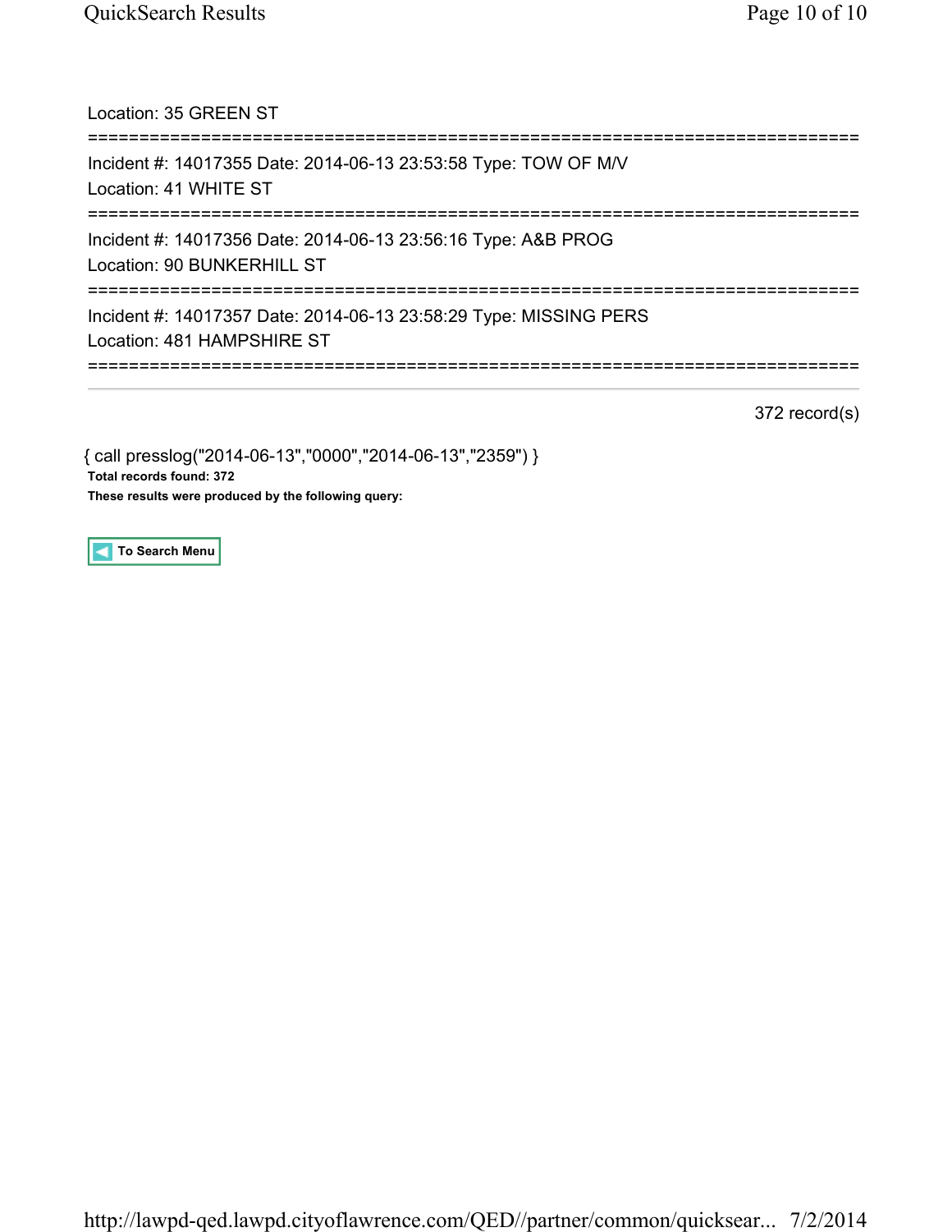Location: 35 GREEN ST

===========================================================================

Incident #: 14017355 Date: 2014-06-13 23:53:58 Type: TOW OF M/V

Location: 41 WHITE ST

===========================================================================

Incident #: 14017356 Date: 2014-06-13 23:56:16 Type: A&B PROG

Location: 90 BUNKERHILL ST

===========================================================================

Incident #: 14017357 Date: 2014-06-13 23:58:29 Type: MISSING PERS

Location: 481 HAMPSHIRE ST

===========================================================================

372 record(s)

{ call presslog("2014-06-13","0000","2014-06-13","2359") }

**Total records found: 372**

**These results were produced by the following query:**

To Search Menu